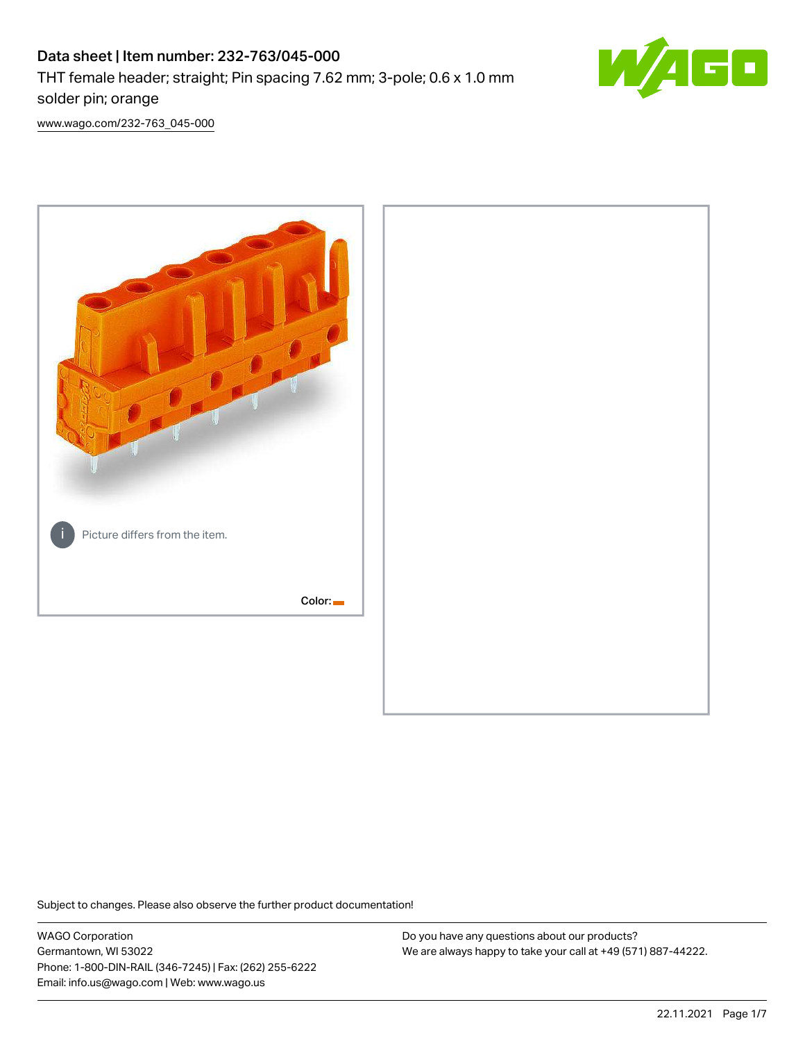# Data sheet | Item number: 232-763/045-000

THT female header; straight; Pin spacing 7.62 mm; 3-pole; 0.6 x 1.0 mm solder pin; orange

www.wago.com/232-763_045-000

Picture differs from the item.

Color:

Subject to changes. Please also observe the further product documentation!

WAGO Corporation
Germantown, WI 53022
Phone: 1-800-DIN-RAIL (346-7245) | Fax: (262) 255-6222
Email: info.us@wago.com | Web: www.wago.us

Do you have any questions about our products?
We are always happy to take your call at +49 (571) 887-44222.

22.11.2021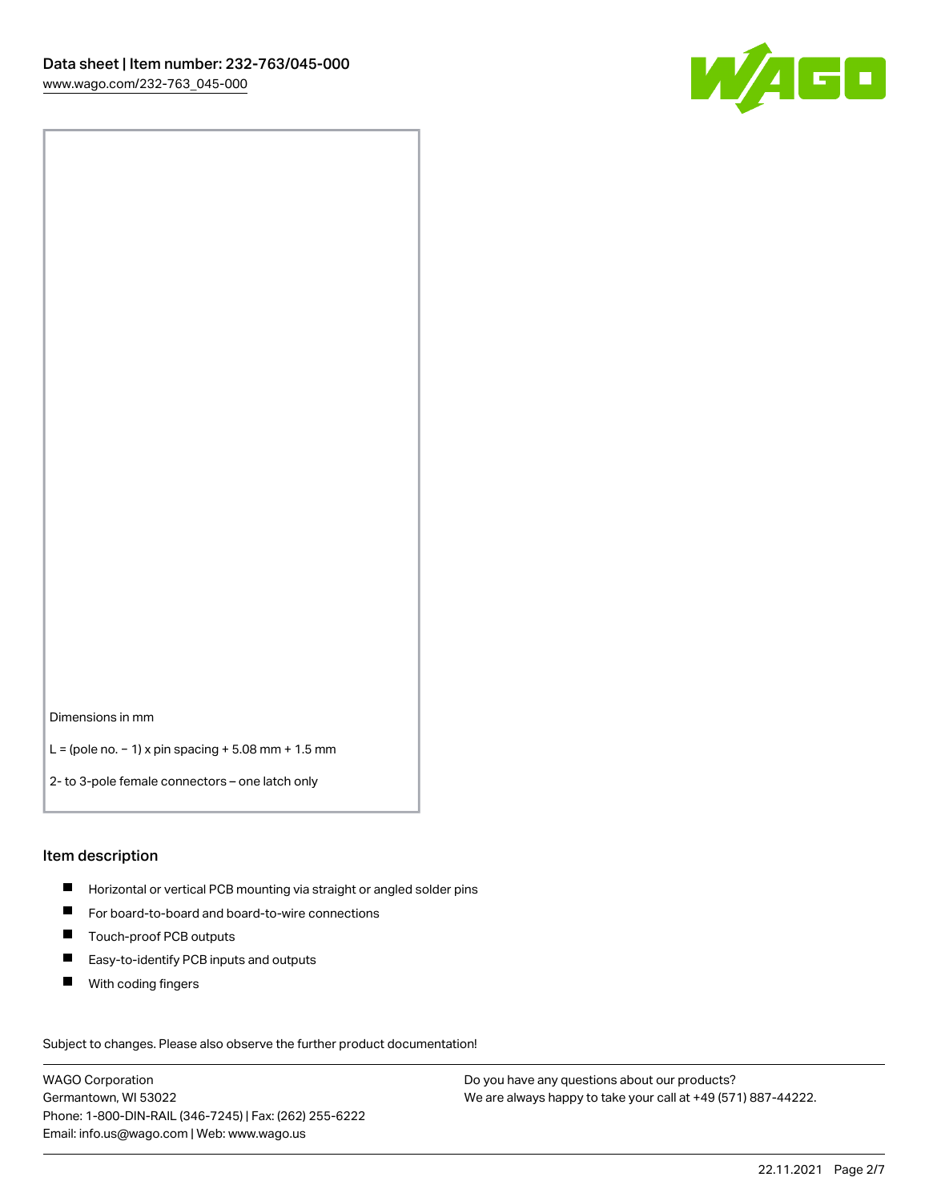Dimensions in mm

L = (pole no. − 1) x pin spacing + 5.08 mm + 1.5 mm

2- to 3-pole female connectors – one latch only

## Item description

- Horizontal or vertical PCB mounting via straight or angled solder pins
- For board-to-board and board-to-wire connections
- Touch-proof PCB outputs
- Easy-to-identify PCB inputs and outputs
- With coding fingers

Subject to changes. Please also observe the further product documentation!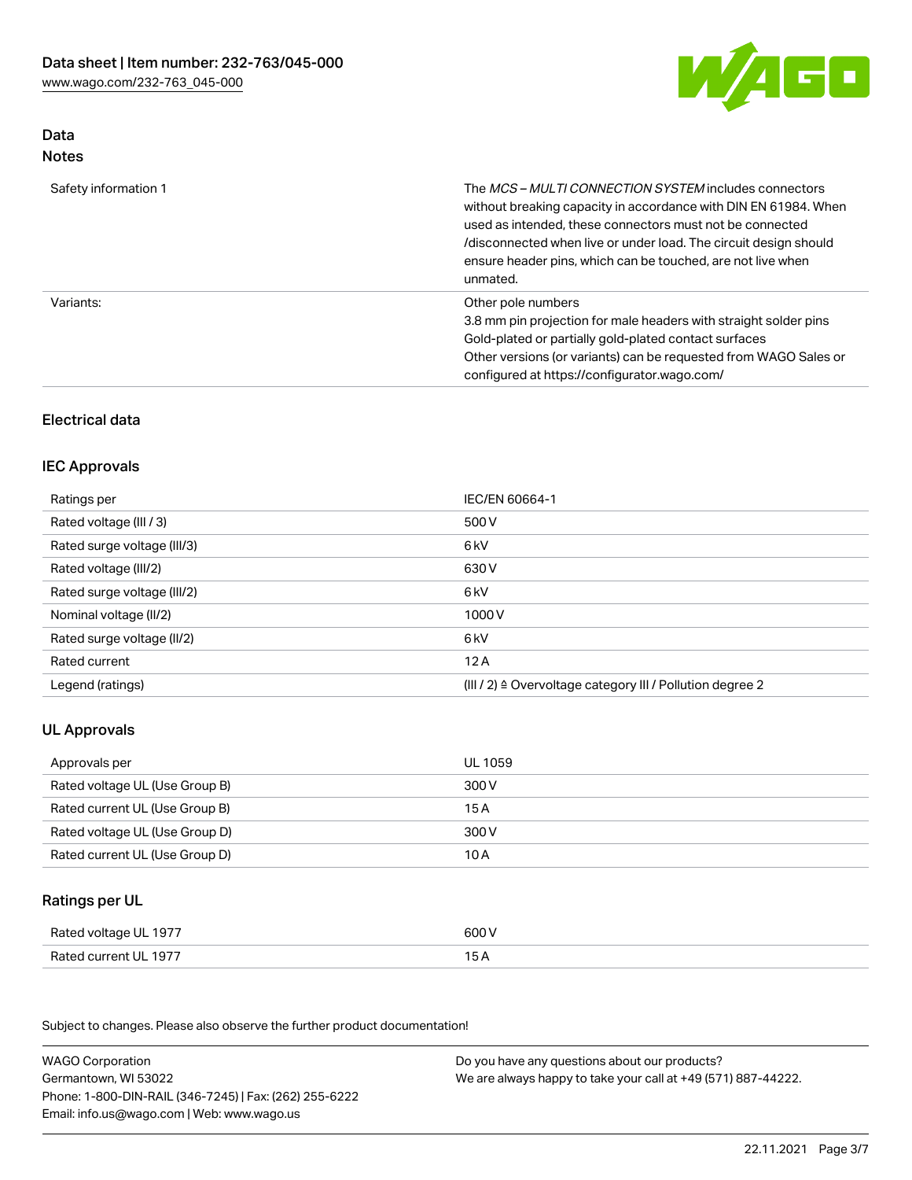## Data
### Notes

| | |
|---|---|
| Safety information 1 | The *MCS – MULTI CONNECTION SYSTEM* includes connectors without breaking capacity in accordance with DIN EN 61984. When used as intended, these connectors must not be connected /disconnected when live or under load. The circuit design should ensure header pins, which can be touched, are not live when unmated. |
| Variants: | Other pole numbers<br>3.8 mm pin projection for male headers with straight solder pins<br>Gold-plated or partially gold-plated contact surfaces<br>Other versions (or variants) can be requested from WAGO Sales or configured at https://configurator.wago.com/ |

## Electrical data

### IEC Approvals

| | |
|---|---|
| Ratings per | IEC/EN 60664-1 |
| Rated voltage (III / 3) | 500 V |
| Rated surge voltage (III/3) | 6 kV |
| Rated voltage (III/2) | 630 V |
| Rated surge voltage (III/2) | 6 kV |
| Nominal voltage (II/2) | 1000 V |
| Rated surge voltage (II/2) | 6 kV |
| Rated current | 12 A |
| Legend (ratings) | (III / 2) ≙ Overvoltage category III / Pollution degree 2 |

### UL Approvals

| | |
|---|---|
| Approvals per | UL 1059 |
| Rated voltage UL (Use Group B) | 300 V |
| Rated current UL (Use Group B) | 15 A |
| Rated voltage UL (Use Group D) | 300 V |
| Rated current UL (Use Group D) | 10 A |

### Ratings per UL

| | |
|---|---|
| Rated voltage UL 1977 | 600 V |
| Rated current UL 1977 | 15 A |

Subject to changes. Please also observe the further product documentation!

WAGO Corporation
Germantown, WI 53022
Phone: 1-800-DIN-RAIL (346-7245) | Fax: (262) 255-6222
Email: info.us@wago.com | Web: www.wago.us

Do you have any questions about our products?
We are always happy to take your call at +49 (571) 887-44222.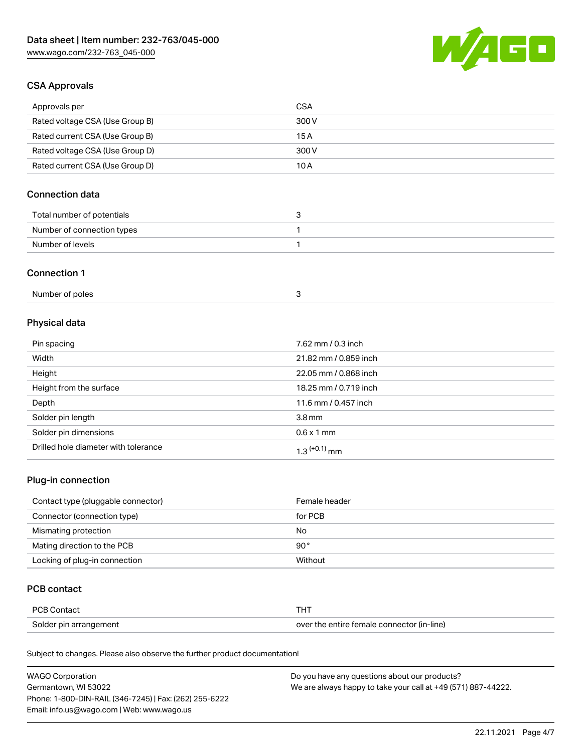## CSA Approvals

| Approvals per | CSA |
|---|---|
| Rated voltage CSA (Use Group B) | 300 V |
| Rated current CSA (Use Group B) | 15 A |
| Rated voltage CSA (Use Group D) | 300 V |
| Rated current CSA (Use Group D) | 10 A |

## Connection data

| Total number of potentials | 3 |
|---|---|
| Number of connection types | 1 |
| Number of levels | 1 |

## Connection 1

| Number of poles | 3 |
|---|---|

## Physical data

| Pin spacing | 7.62 mm / 0.3 inch |
|---|---|
| Width | 21.82 mm / 0.859 inch |
| Height | 22.05 mm / 0.868 inch |
| Height from the surface | 18.25 mm / 0.719 inch |
| Depth | 11.6 mm / 0.457 inch |
| Solder pin length | 3.8 mm |
| Solder pin dimensions | 0.6 x 1 mm |
| Drilled hole diameter with tolerance | $1.3^{(+0.1)}$ mm |

## Plug-in connection

| Contact type (pluggable connector) | Female header |
|---|---|
| Connector (connection type) | for PCB |
| Mismating protection | No |
| Mating direction to the PCB | 90 ° |
| Locking of plug-in connection | Without |

## PCB contact

| PCB Contact | THT |
|---|---|
| Solder pin arrangement | over the entire female connector (in-line) |

Subject to changes. Please also observe the further product documentation!

WAGO Corporation
Germantown, WI 53022
Phone: 1-800-DIN-RAIL (346-7245) | Fax: (262) 255-6222
Email: info.us@wago.com | Web: www.wago.us

Do you have any questions about our products?
We are always happy to take your call at +49 (571) 887-44222.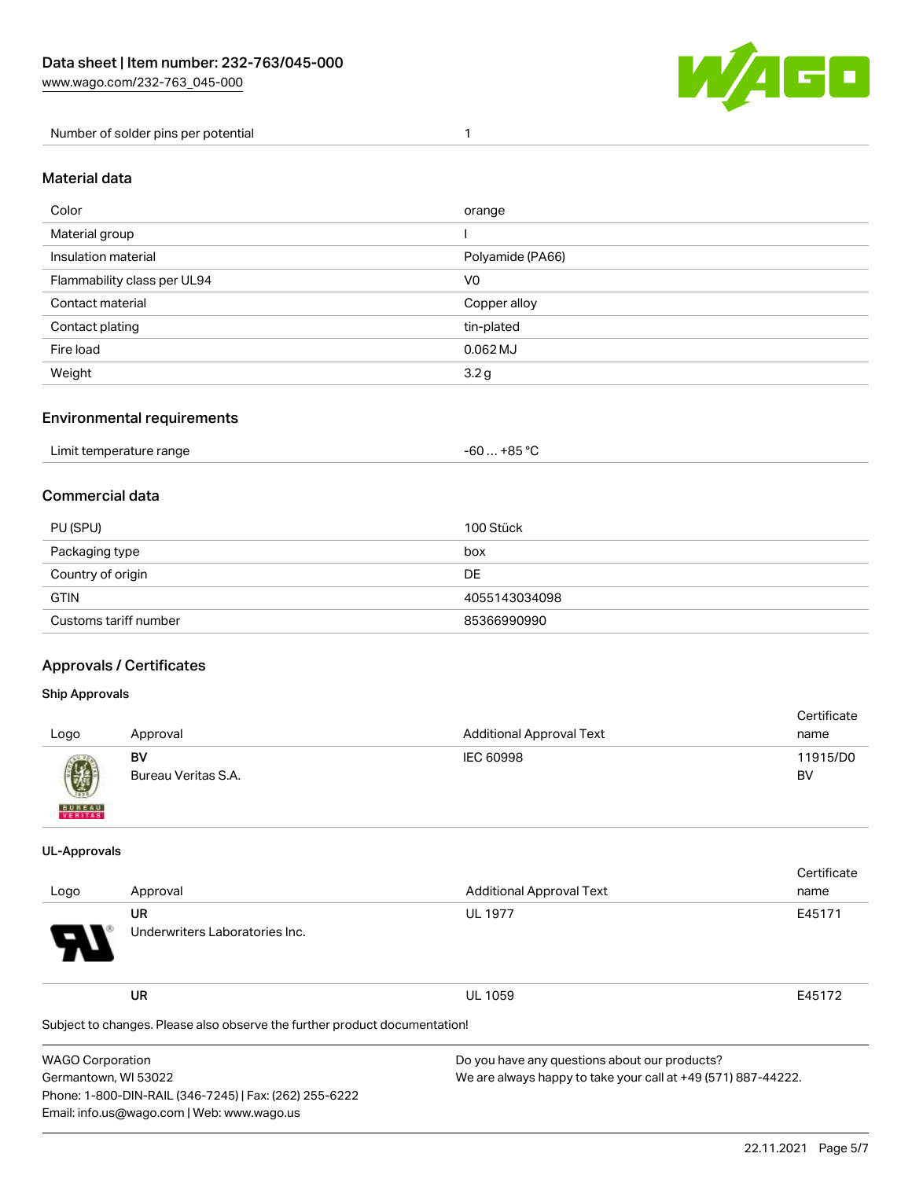| Number of solder pins per potential | 1 |
| --- | --- |

## Material data

| Color | orange |
| --- | --- |
| Material group | I |
| Insulation material | Polyamide (PA66) |
| Flammability class per UL94 | V0 |
| Contact material | Copper alloy |
| Contact plating | tin-plated |
| Fire load | 0.062 MJ |
| Weight | 3.2 g |

## Environmental requirements

| Limit temperature range | -60 … +85 °C |
| --- | --- |

## Commercial data

| PU (SPU) | 100 Stück |
| --- | --- |
| Packaging type | box |
| Country of origin | DE |
| GTIN | 4055143034098 |
| Customs tariff number | 85366990990 |

## Approvals / Certificates

### Ship Approvals

| Logo | Approval | Additional Approval Text | Certificate name |
| --- | --- | --- | --- |
| | **BV**<br>Bureau Veritas S.A. | IEC 60998 | 11915/D0 BV |

### UL-Approvals

| Logo | Approval | Additional Approval Text | Certificate name |
| --- | --- | --- | --- |
| | **UR**<br>Underwriters Laboratories Inc. | UL 1977 | E45171 |
| | **UR** | UL 1059 | E45172 |

Subject to changes. Please also observe the further product documentation!

WAGO Corporation
Germantown, WI 53022
Phone: 1-800-DIN-RAIL (346-7245) | Fax: (262) 255-6222
Email: info.us@wago.com | Web: www.wago.us

Do you have any questions about our products?
We are always happy to take your call at +49 (571) 887-44222.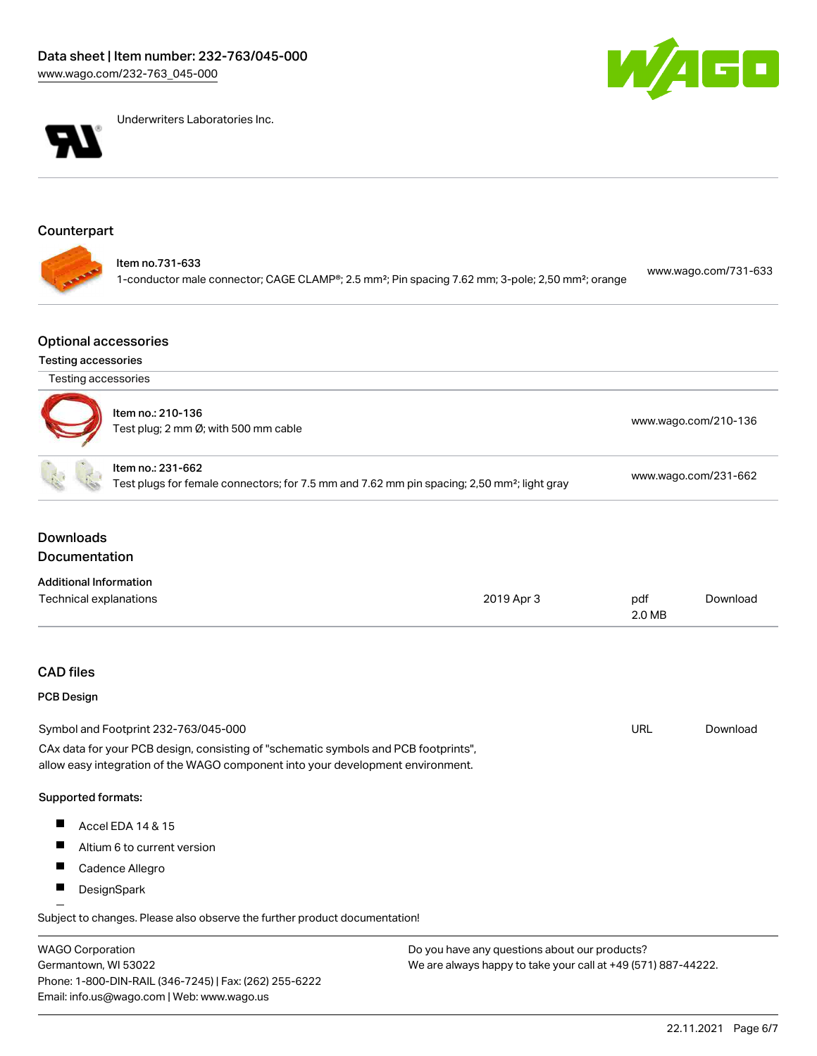Underwriters Laboratories Inc.

## Counterpart

Item no.731-633
1-conductor male connector; CAGE CLAMP®; 2.5 mm²; Pin spacing 7.62 mm; 3-pole; 2,50 mm²; orange
www.wago.com/731-633

## Optional accessories

### Testing accessories

Testing accessories

| | |
|---|---|
| Item no.: 210-136<br>Test plug; 2 mm Ø; with 500 mm cable | www.wago.com/210-136 |
| Item no.: 231-662<br>Test plugs for female connectors; for 7.5 mm and 7.62 mm pin spacing; 2,50 mm²; light gray | www.wago.com/231-662 |

## Downloads

## Documentation

### Additional Information

| | | | |
|---|---|---|---|
| Technical explanations | 2019 Apr 3 | pdf<br>2.0 MB | Download |

## CAD files

### PCB Design

| | | |
|---|---|---|
| Symbol and Footprint 232-763/045-000 | URL | Download |

CAx data for your PCB design, consisting of "schematic symbols and PCB footprints", allow easy integration of the WAGO component into your development environment.

**Supported formats:**

- Accel EDA 14 & 15
- Altium 6 to current version
- Cadence Allegro
- DesignSpark

Subject to changes. Please also observe the further product documentation!

WAGO Corporation
Germantown, WI 53022
Phone: 1-800-DIN-RAIL (346-7245) | Fax: (262) 255-6222
Email: info.us@wago.com | Web: www.wago.us

Do you have any questions about our products?
We are always happy to take your call at +49 (571) 887-44222.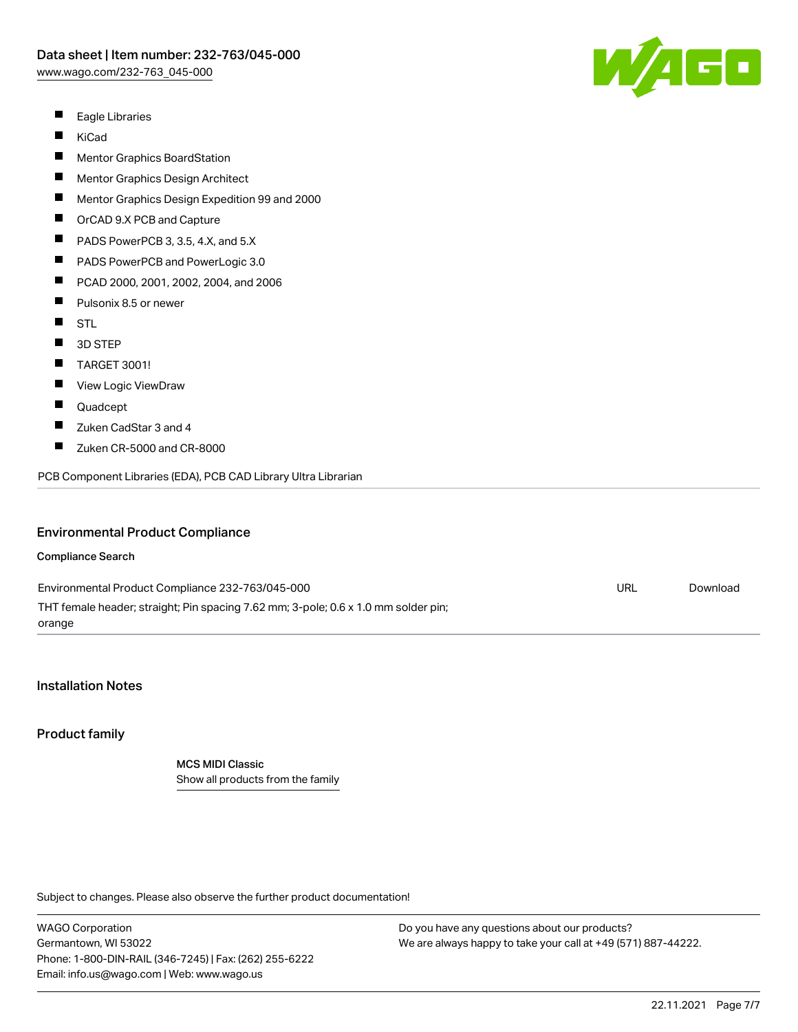- Eagle Libraries
- KiCad
- Mentor Graphics BoardStation
- Mentor Graphics Design Architect
- Mentor Graphics Design Expedition 99 and 2000
- OrCAD 9.X PCB and Capture
- PADS PowerPCB 3, 3.5, 4.X, and 5.X
- PADS PowerPCB and PowerLogic 3.0
- PCAD 2000, 2001, 2002, 2004, and 2006
- Pulsonix 8.5 or newer
- STL
- 3D STEP
- TARGET 3001!
- View Logic ViewDraw
- Quadcept
- Zuken CadStar 3 and 4
- Zuken CR-5000 and CR-8000

PCB Component Libraries (EDA), PCB CAD Library Ultra Librarian

## Environmental Product Compliance

### Compliance Search

| | | |
|---|---|---|
| Environmental Product Compliance 232-763/045-000 | URL | Download |
| THT female header; straight; Pin spacing 7.62 mm; 3-pole; 0.6 x 1.0 mm solder pin; orange | | |

## Installation Notes

## Product family

**MCS MIDI Classic**
Show all products from the family

Subject to changes. Please also observe the further product documentation!

WAGO Corporation
Germantown, WI 53022
Phone: 1-800-DIN-RAIL (346-7245) | Fax: (262) 255-6222
Email: info.us@wago.com | Web: www.wago.us

Do you have any questions about our products?
We are always happy to take your call at +49 (571) 887-44222.